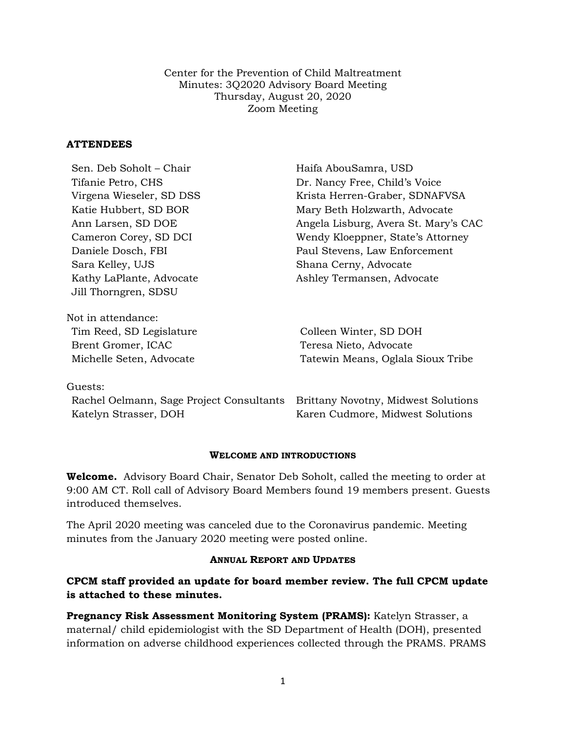Center for the Prevention of Child Maltreatment
Minutes: 3Q2020 Advisory Board Meeting
Thursday, August 20, 2020
Zoom Meeting

**ATTENDEES**

Sen. Deb Soholt – Chair
Tifanie Petro, CHS
Virgena Wieseler, SD DSS
Katie Hubbert, SD BOR
Ann Larsen, SD DOE
Cameron Corey, SD DCI
Daniele Dosch, FBI
Sara Kelley, UJS
Kathy LaPlante, Advocate
Jill Thorngren, SDSU
Haifa AbouSamra, USD
Dr. Nancy Free, Child's Voice
Krista Herren-Graber, SDNAFVSA
Mary Beth Holzwarth, Advocate
Angela Lisburg, Avera St. Mary's CAC
Wendy Kloeppner, State's Attorney
Paul Stevens, Law Enforcement
Shana Cerny, Advocate
Ashley Termansen, Advocate

Not in attendance:
Tim Reed, SD Legislature
Brent Gromer, ICAC
Michelle Seten, Advocate
Colleen Winter, SD DOH
Teresa Nieto, Advocate
Tatewin Means, Oglala Sioux Tribe

Guests:
Rachel Oelmann, Sage Project Consultants
Katelyn Strasser, DOH
Brittany Novotny, Midwest Solutions
Karen Cudmore, Midwest Solutions

## Welcome and Introductions

**Welcome.** Advisory Board Chair, Senator Deb Soholt, called the meeting to order at 9:00 AM CT. Roll call of Advisory Board Members found 19 members present. Guests introduced themselves.

The April 2020 meeting was canceled due to the Coronavirus pandemic. Meeting minutes from the January 2020 meeting were posted online.

## Annual Report and Updates

**CPCM staff provided an update for board member review. The full CPCM update is attached to these minutes.**

**Pregnancy Risk Assessment Monitoring System (PRAMS):** Katelyn Strasser, a maternal/ child epidemiologist with the SD Department of Health (DOH), presented information on adverse childhood experiences collected through the PRAMS. PRAMS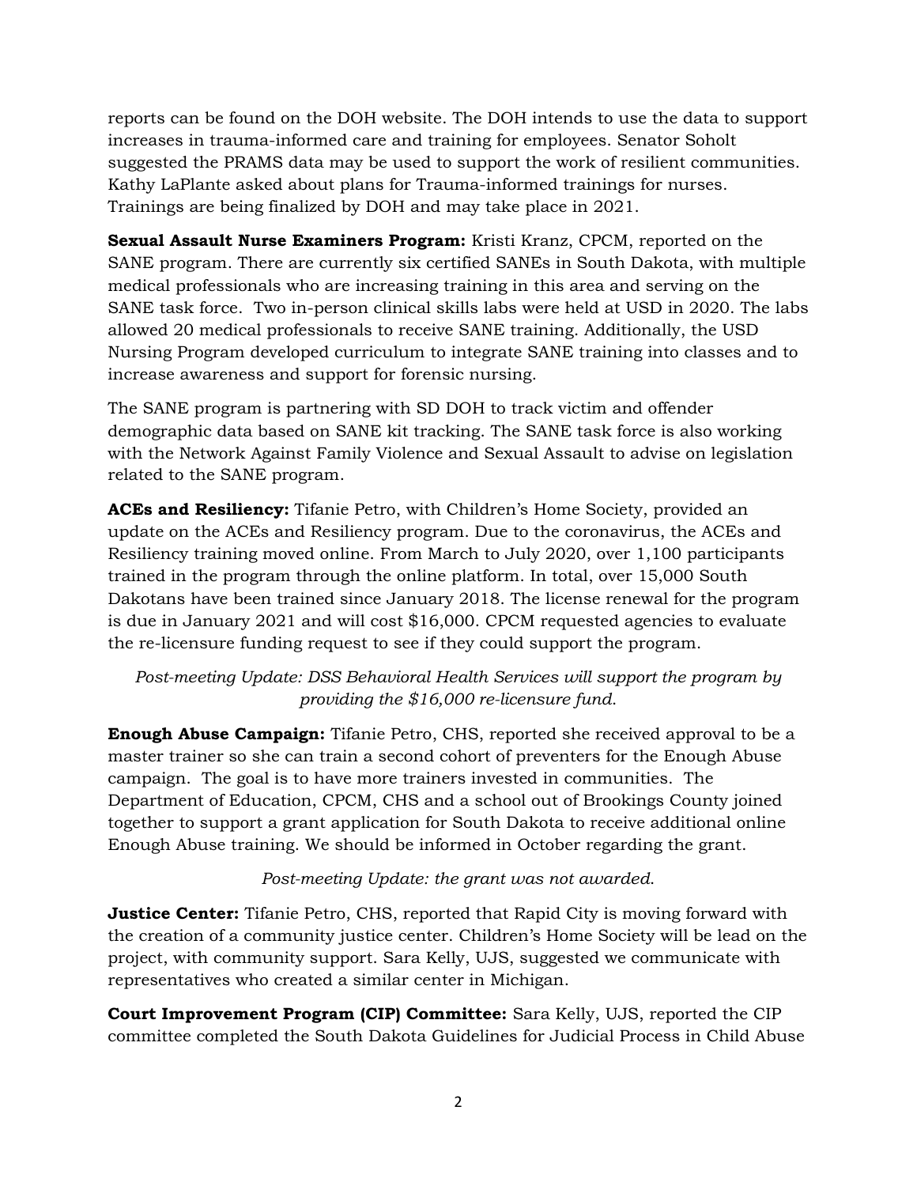reports can be found on the DOH website. The DOH intends to use the data to support increases in trauma-informed care and training for employees. Senator Soholt suggested the PRAMS data may be used to support the work of resilient communities. Kathy LaPlante asked about plans for Trauma-informed trainings for nurses. Trainings are being finalized by DOH and may take place in 2021.

**Sexual Assault Nurse Examiners Program:** Kristi Kranz, CPCM, reported on the SANE program. There are currently six certified SANEs in South Dakota, with multiple medical professionals who are increasing training in this area and serving on the SANE task force. Two in-person clinical skills labs were held at USD in 2020. The labs allowed 20 medical professionals to receive SANE training. Additionally, the USD Nursing Program developed curriculum to integrate SANE training into classes and to increase awareness and support for forensic nursing.

The SANE program is partnering with SD DOH to track victim and offender demographic data based on SANE kit tracking. The SANE task force is also working with the Network Against Family Violence and Sexual Assault to advise on legislation related to the SANE program.

**ACEs and Resiliency:** Tifanie Petro, with Children's Home Society, provided an update on the ACEs and Resiliency program. Due to the coronavirus, the ACEs and Resiliency training moved online. From March to July 2020, over 1,100 participants trained in the program through the online platform. In total, over 15,000 South Dakotans have been trained since January 2018. The license renewal for the program is due in January 2021 and will cost $16,000. CPCM requested agencies to evaluate the re-licensure funding request to see if they could support the program.

*Post-meeting Update: DSS Behavioral Health Services will support the program by providing the $16,000 re-licensure fund.*

**Enough Abuse Campaign:** Tifanie Petro, CHS, reported she received approval to be a master trainer so she can train a second cohort of preventers for the Enough Abuse campaign. The goal is to have more trainers invested in communities. The Department of Education, CPCM, CHS and a school out of Brookings County joined together to support a grant application for South Dakota to receive additional online Enough Abuse training. We should be informed in October regarding the grant.

*Post-meeting Update: the grant was not awarded.*

**Justice Center:** Tifanie Petro, CHS, reported that Rapid City is moving forward with the creation of a community justice center. Children's Home Society will be lead on the project, with community support. Sara Kelly, UJS, suggested we communicate with representatives who created a similar center in Michigan.

**Court Improvement Program (CIP) Committee:** Sara Kelly, UJS, reported the CIP committee completed the South Dakota Guidelines for Judicial Process in Child Abuse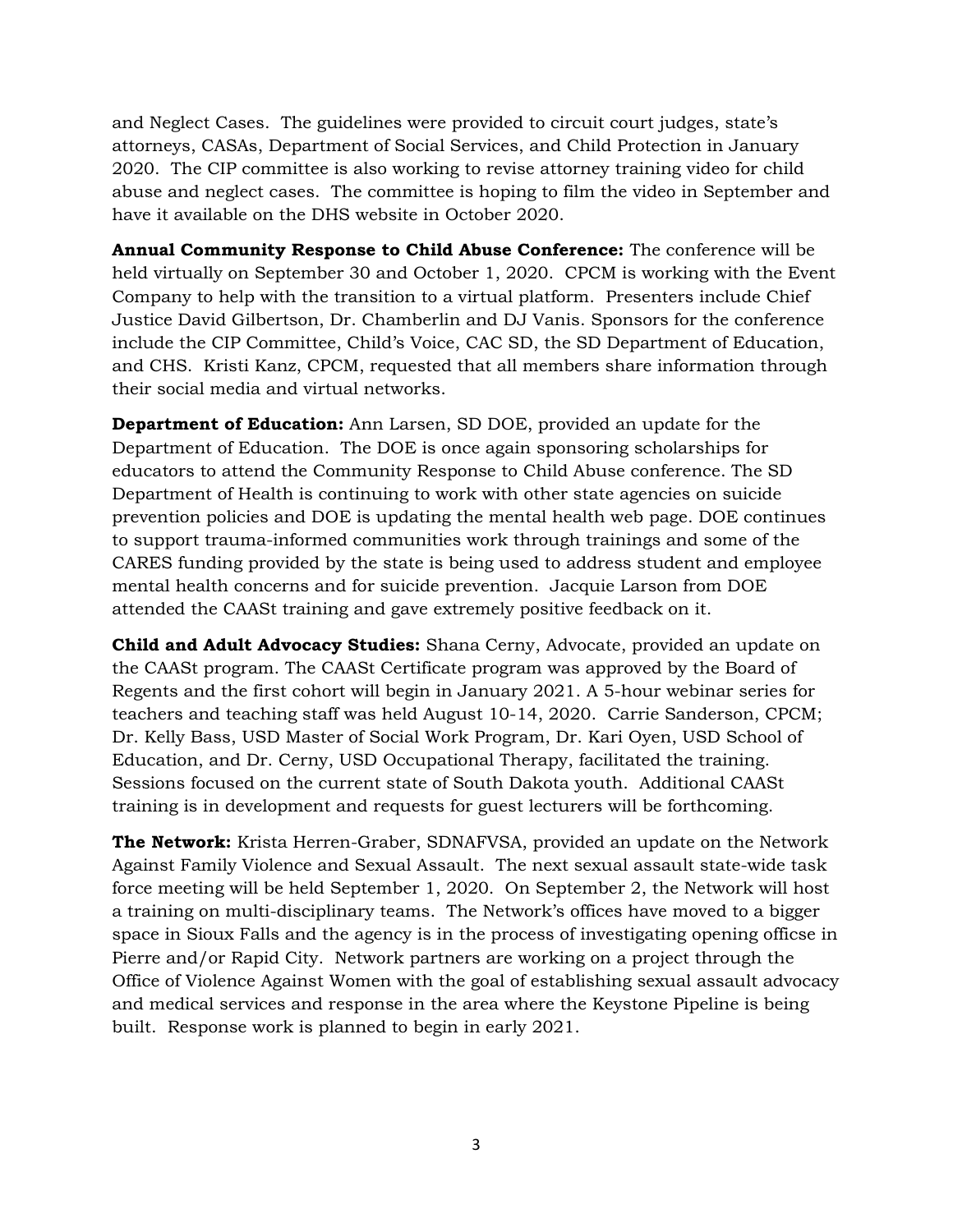and Neglect Cases. The guidelines were provided to circuit court judges, state's attorneys, CASAs, Department of Social Services, and Child Protection in January 2020. The CIP committee is also working to revise attorney training video for child abuse and neglect cases. The committee is hoping to film the video in September and have it available on the DHS website in October 2020.

**Annual Community Response to Child Abuse Conference:** The conference will be held virtually on September 30 and October 1, 2020. CPCM is working with the Event Company to help with the transition to a virtual platform. Presenters include Chief Justice David Gilbertson, Dr. Chamberlin and DJ Vanis. Sponsors for the conference include the CIP Committee, Child's Voice, CAC SD, the SD Department of Education, and CHS. Kristi Kanz, CPCM, requested that all members share information through their social media and virtual networks.

**Department of Education:** Ann Larsen, SD DOE, provided an update for the Department of Education. The DOE is once again sponsoring scholarships for educators to attend the Community Response to Child Abuse conference. The SD Department of Health is continuing to work with other state agencies on suicide prevention policies and DOE is updating the mental health web page. DOE continues to support trauma-informed communities work through trainings and some of the CARES funding provided by the state is being used to address student and employee mental health concerns and for suicide prevention. Jacquie Larson from DOE attended the CAASt training and gave extremely positive feedback on it.

**Child and Adult Advocacy Studies:** Shana Cerny, Advocate, provided an update on the CAASt program. The CAASt Certificate program was approved by the Board of Regents and the first cohort will begin in January 2021. A 5-hour webinar series for teachers and teaching staff was held August 10-14, 2020. Carrie Sanderson, CPCM; Dr. Kelly Bass, USD Master of Social Work Program, Dr. Kari Oyen, USD School of Education, and Dr. Cerny, USD Occupational Therapy, facilitated the training. Sessions focused on the current state of South Dakota youth. Additional CAASt training is in development and requests for guest lecturers will be forthcoming.

**The Network:** Krista Herren-Graber, SDNAFVSA, provided an update on the Network Against Family Violence and Sexual Assault. The next sexual assault state-wide task force meeting will be held September 1, 2020. On September 2, the Network will host a training on multi-disciplinary teams. The Network's offices have moved to a bigger space in Sioux Falls and the agency is in the process of investigating opening officse in Pierre and/or Rapid City. Network partners are working on a project through the Office of Violence Against Women with the goal of establishing sexual assault advocacy and medical services and response in the area where the Keystone Pipeline is being built. Response work is planned to begin in early 2021.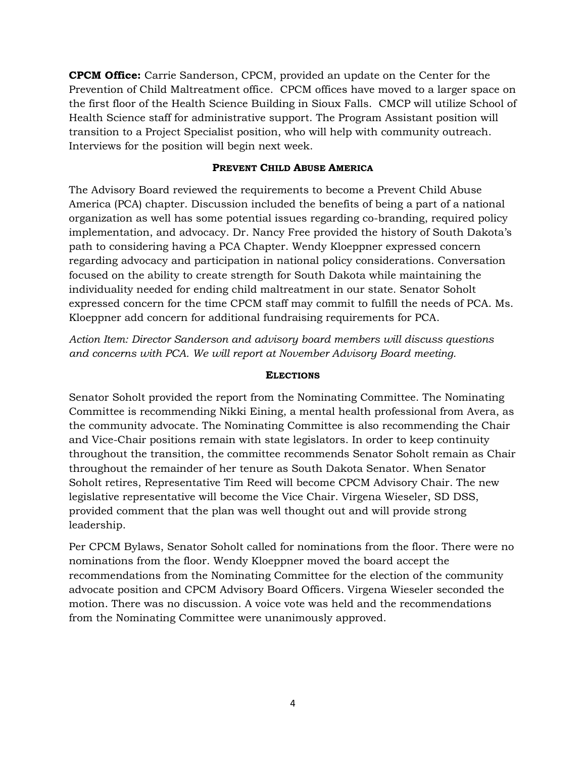**CPCM Office:** Carrie Sanderson, CPCM, provided an update on the Center for the Prevention of Child Maltreatment office. CPCM offices have moved to a larger space on the first floor of the Health Science Building in Sioux Falls. CMCP will utilize School of Health Science staff for administrative support. The Program Assistant position will transition to a Project Specialist position, who will help with community outreach. Interviews for the position will begin next week.

## Prevent Child Abuse America

The Advisory Board reviewed the requirements to become a Prevent Child Abuse America (PCA) chapter. Discussion included the benefits of being a part of a national organization as well has some potential issues regarding co-branding, required policy implementation, and advocacy. Dr. Nancy Free provided the history of South Dakota's path to considering having a PCA Chapter. Wendy Kloeppner expressed concern regarding advocacy and participation in national policy considerations. Conversation focused on the ability to create strength for South Dakota while maintaining the individuality needed for ending child maltreatment in our state. Senator Soholt expressed concern for the time CPCM staff may commit to fulfill the needs of PCA. Ms. Kloeppner add concern for additional fundraising requirements for PCA.

*Action Item: Director Sanderson and advisory board members will discuss questions and concerns with PCA. We will report at November Advisory Board meeting.*

## Elections

Senator Soholt provided the report from the Nominating Committee. The Nominating Committee is recommending Nikki Eining, a mental health professional from Avera, as the community advocate. The Nominating Committee is also recommending the Chair and Vice-Chair positions remain with state legislators. In order to keep continuity throughout the transition, the committee recommends Senator Soholt remain as Chair throughout the remainder of her tenure as South Dakota Senator. When Senator Soholt retires, Representative Tim Reed will become CPCM Advisory Chair. The new legislative representative will become the Vice Chair. Virgena Wieseler, SD DSS, provided comment that the plan was well thought out and will provide strong leadership.

Per CPCM Bylaws, Senator Soholt called for nominations from the floor. There were no nominations from the floor. Wendy Kloeppner moved the board accept the recommendations from the Nominating Committee for the election of the community advocate position and CPCM Advisory Board Officers. Virgena Wieseler seconded the motion. There was no discussion. A voice vote was held and the recommendations from the Nominating Committee were unanimously approved.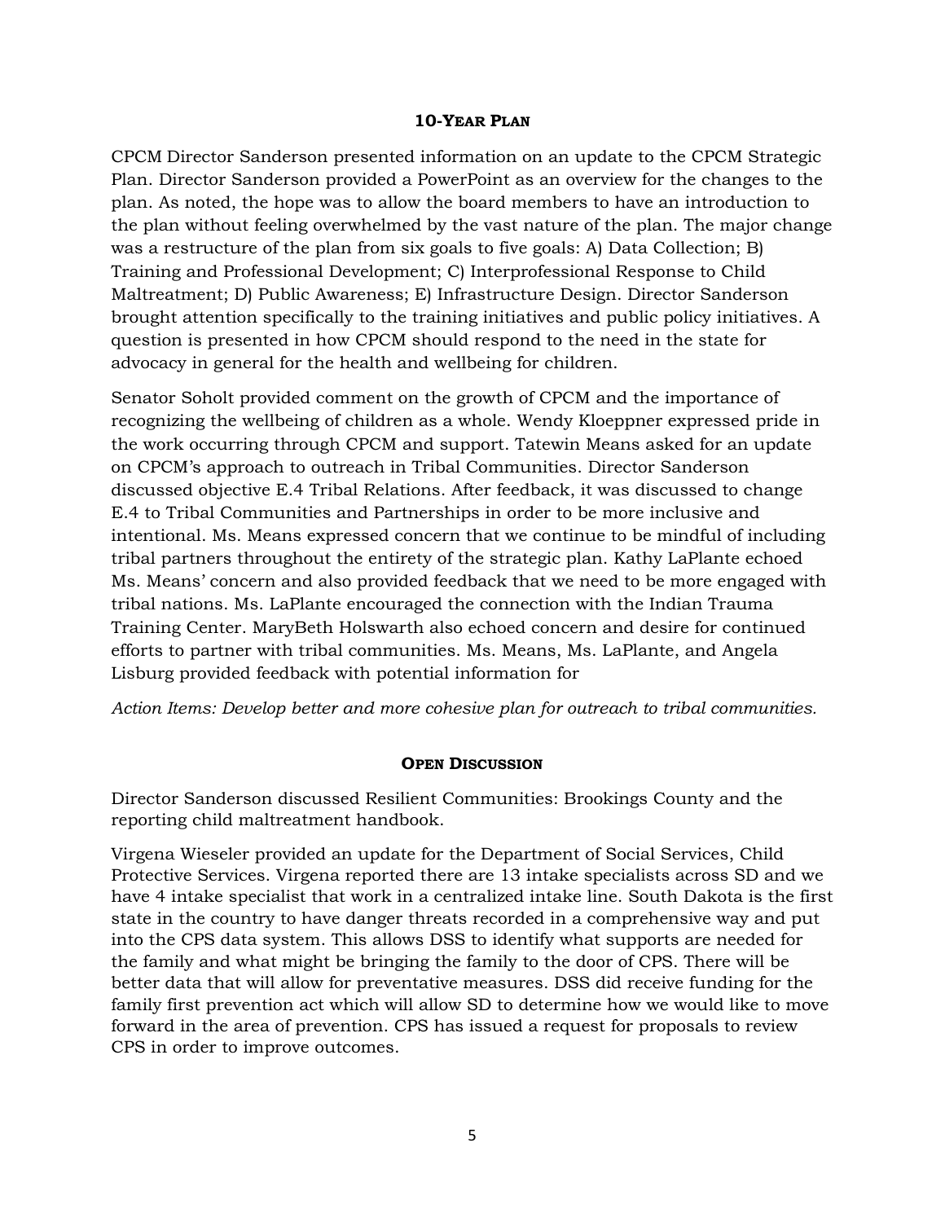## 10-Year Plan

CPCM Director Sanderson presented information on an update to the CPCM Strategic Plan. Director Sanderson provided a PowerPoint as an overview for the changes to the plan. As noted, the hope was to allow the board members to have an introduction to the plan without feeling overwhelmed by the vast nature of the plan. The major change was a restructure of the plan from six goals to five goals: A) Data Collection; B) Training and Professional Development; C) Interprofessional Response to Child Maltreatment; D) Public Awareness; E) Infrastructure Design. Director Sanderson brought attention specifically to the training initiatives and public policy initiatives. A question is presented in how CPCM should respond to the need in the state for advocacy in general for the health and wellbeing for children.

Senator Soholt provided comment on the growth of CPCM and the importance of recognizing the wellbeing of children as a whole. Wendy Kloeppner expressed pride in the work occurring through CPCM and support. Tatewin Means asked for an update on CPCM's approach to outreach in Tribal Communities. Director Sanderson discussed objective E.4 Tribal Relations. After feedback, it was discussed to change E.4 to Tribal Communities and Partnerships in order to be more inclusive and intentional. Ms. Means expressed concern that we continue to be mindful of including tribal partners throughout the entirety of the strategic plan. Kathy LaPlante echoed Ms. Means' concern and also provided feedback that we need to be more engaged with tribal nations. Ms. LaPlante encouraged the connection with the Indian Trauma Training Center. MaryBeth Holswarth also echoed concern and desire for continued efforts to partner with tribal communities. Ms. Means, Ms. LaPlante, and Angela Lisburg provided feedback with potential information for

*Action Items: Develop better and more cohesive plan for outreach to tribal communities.*

## Open Discussion

Director Sanderson discussed Resilient Communities: Brookings County and the reporting child maltreatment handbook.

Virgena Wieseler provided an update for the Department of Social Services, Child Protective Services. Virgena reported there are 13 intake specialists across SD and we have 4 intake specialist that work in a centralized intake line. South Dakota is the first state in the country to have danger threats recorded in a comprehensive way and put into the CPS data system. This allows DSS to identify what supports are needed for the family and what might be bringing the family to the door of CPS. There will be better data that will allow for preventative measures. DSS did receive funding for the family first prevention act which will allow SD to determine how we would like to move forward in the area of prevention. CPS has issued a request for proposals to review CPS in order to improve outcomes.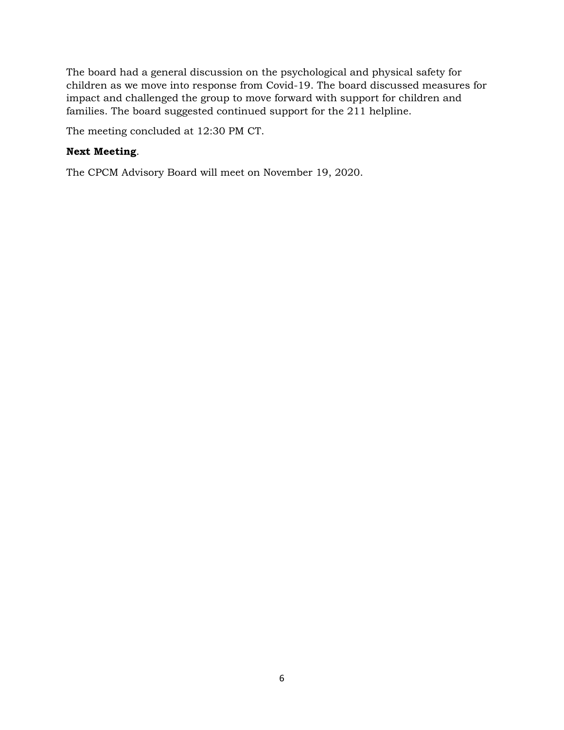The board had a general discussion on the psychological and physical safety for children as we move into response from Covid-19. The board discussed measures for impact and challenged the group to move forward with support for children and families. The board suggested continued support for the 211 helpline.

The meeting concluded at 12:30 PM CT.

**Next Meeting**.

The CPCM Advisory Board will meet on November 19, 2020.